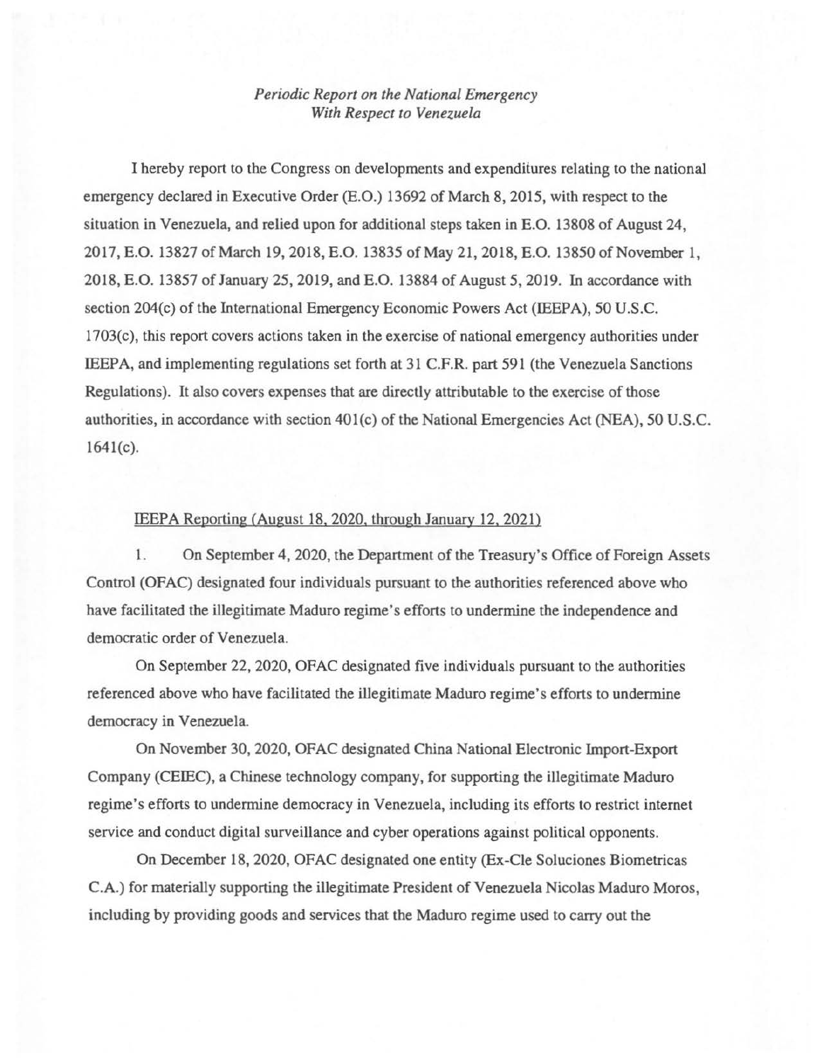*Periodic Report on the National Emergency With Respect to Venezuela*

I hereby report to the Congress on developments and expenditures relating to the national emergency declared in Executive Order (E.O.) 13692 of March 8, 2015, with respect to the situation in Venezuela, and relied upon for additional steps taken in E.O. 13808 of August 24, 2017, E.O. 13827 of March 19, 2018, E.O. 13835 of May 21, 2018, E.O. 13850 of November 1, 2018, E.O. 13857 of January 25, 2019, and E.O. 13884 of August 5, 2019. In accordance with section 204(c) of the International Emergency Economic Powers Act (IEEPA), 50 U.S.C. 1703(c), this report covers actions taken in the exercise of national emergency authorities under IEEPA, and implementing regulations set forth at 31 C.F.R. part 591 (the Venezuela Sanctions Regulations). It also covers expenses that are directly attributable to the exercise of those authorities, in accordance with section 401(c) of the National Emergencies Act (NEA), 50 U.S.C. 1641(c).

IEEPA Reporting (August 18, 2020, through January 12, 2021)

1. On September 4, 2020, the Department of the Treasury's Office of Foreign Assets Control (OFAC) designated four individuals pursuant to the authorities referenced above who have facilitated the illegitimate Maduro regime's efforts to undermine the independence and democratic order of Venezuela.

On September 22, 2020, OFAC designated five individuals pursuant to the authorities referenced above who have facilitated the illegitimate Maduro regime's efforts to undermine democracy in Venezuela.

On November 30, 2020, OFAC designated China National Electronic Import-Export Company (CEIEC), a Chinese technology company, for supporting the illegitimate Maduro regime's efforts to undermine democracy in Venezuela, including its efforts to restrict internet service and conduct digital surveillance and cyber operations against political opponents.

On December 18, 2020, OFAC designated one entity (Ex-Cle Soluciones Biometricas C.A.) for materially supporting the illegitimate President of Venezuela Nicolas Maduro Moros, including by providing goods and services that the Maduro regime used to carry out the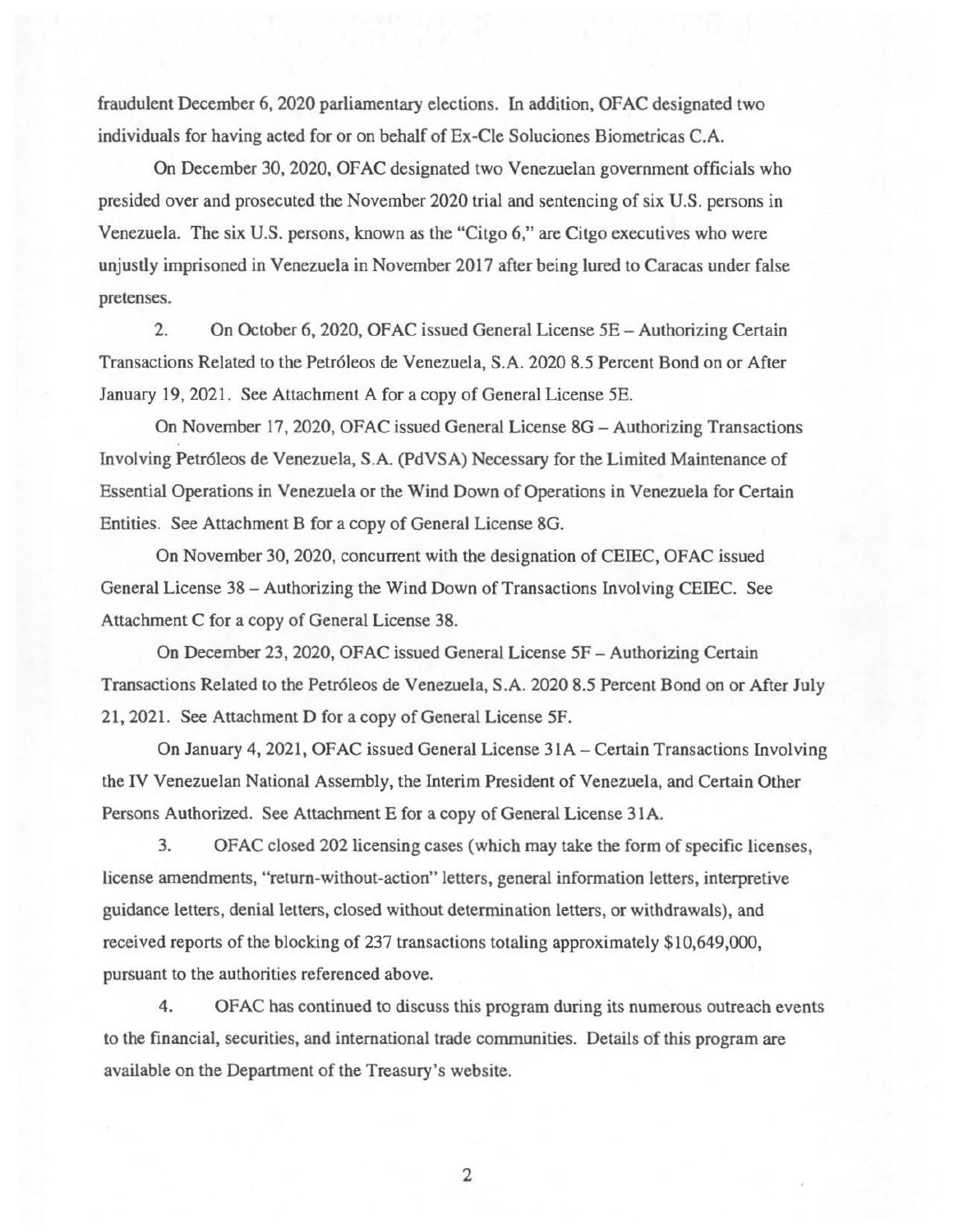fraudulent December 6, 2020 parliamentary elections. In addition, OFAC designated two individuals for having acted for or on behalf of Ex-Cle Soluciones Biometricas C.A.

On December 30, 2020, OFAC designated two Venezuelan government officials who presided over and prosecuted the November 2020 trial and sentencing of six U.S. persons in Venezuela. The six U.S. persons, known as the "Citgo 6," are Citgo executives who were unjustly imprisoned in Venezuela in November 2017 after being lured to Caracas under false pretenses.

2. On October 6, 2020, OFAC issued General License 5E – Authorizing Certain Transactions Related to the Petróleos de Venezuela, S.A. 2020 8.5 Percent Bond on or After January 19, 2021. See Attachment A for a copy of General License 5E.

On November 17, 2020, OFAC issued General License 8G – Authorizing Transactions Involving Petróleos de Venezuela, S.A. (PdVSA) Necessary for the Limited Maintenance of Essential Operations in Venezuela or the Wind Down of Operations in Venezuela for Certain Entities. See Attachment B for a copy of General License 8G.

On November 30, 2020, concurrent with the designation of CEIEC, OFAC issued General License 38 – Authorizing the Wind Down of Transactions Involving CEIEC. See Attachment C for a copy of General License 38.

On December 23, 2020, OFAC issued General License 5F – Authorizing Certain Transactions Related to the Petróleos de Venezuela, S.A. 2020 8.5 Percent Bond on or After July 21, 2021. See Attachment D for a copy of General License 5F.

On January 4, 2021, OFAC issued General License 31A – Certain Transactions Involving the IV Venezuelan National Assembly, the Interim President of Venezuela, and Certain Other Persons Authorized. See Attachment E for a copy of General License 31A.

3. OFAC closed 202 licensing cases (which may take the form of specific licenses, license amendments, "return-without-action" letters, general information letters, interpretive guidance letters, denial letters, closed without determination letters, or withdrawals), and received reports of the blocking of 237 transactions totaling approximately $10,649,000, pursuant to the authorities referenced above.

4. OFAC has continued to discuss this program during its numerous outreach events to the financial, securities, and international trade communities. Details of this program are available on the Department of the Treasury's website.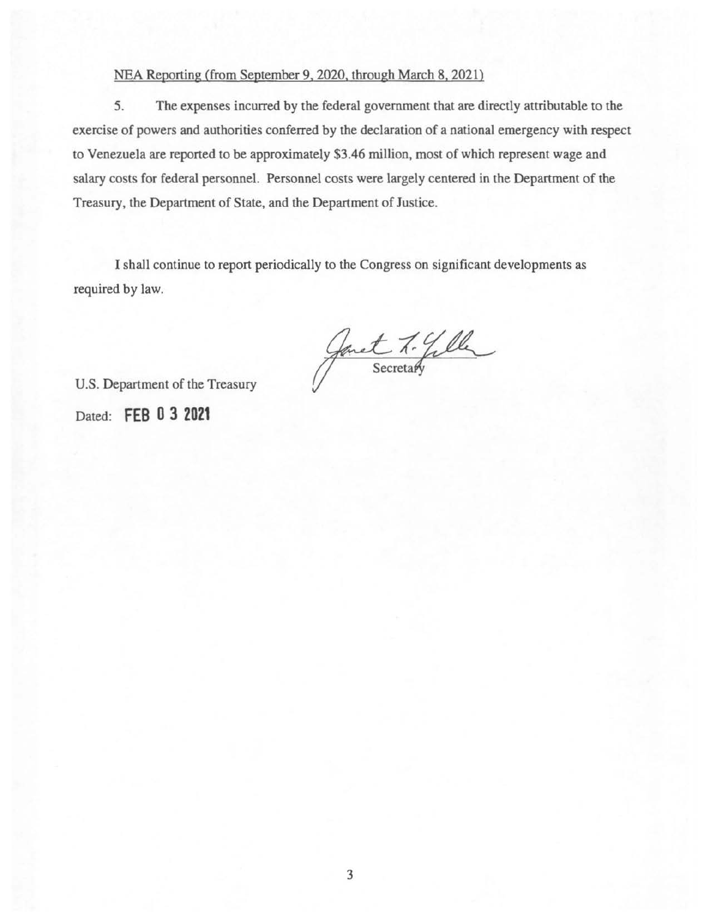<u>NEA Reporting (from September 9, 2020, through March 8, 2021)</u>

5. The expenses incurred by the federal government that are directly attributable to the exercise of powers and authorities conferred by the declaration of a national emergency with respect to Venezuela are reported to be approximately $3.46 million, most of which represent wage and salary costs for federal personnel. Personnel costs were largely centered in the Department of the Treasury, the Department of State, and the Department of Justice.

I shall continue to report periodically to the Congress on significant developments as required by law.

Janet L. Yellen
Secretary

U.S. Department of the Treasury

Dated: **FEB 0 3 2021**